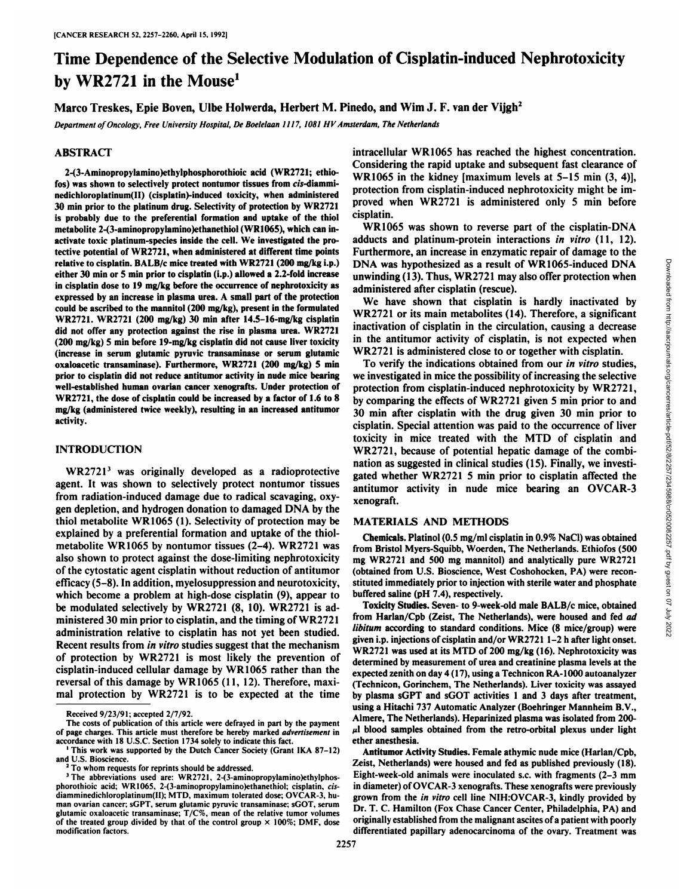# Time Dependence of the Selective Modulation of Cisplatin-induced Nephrotoxicity by WR2721 in the Mouse[1]

Marco Treskes, Epie Boven, Ulbe Holwerda, Herbert M. Pinedo, and Wim J. F. van der Vijgh[2]

*Department of Oncology, Free University Hospital, De Boelelaan 1117, 1081 HV Amsterdam, The Netherlands*

## ABSTRACT

2-(3-Aminopropylamino)ethylphosphorothioic acid (WR2721; ethiofos) was shown to selectively protect nontumor tissues from *cis*-diamminedichloroplatinum(II) (cisplatin)-induced toxicity, when administered 30 min prior to the platinum drug. Selectivity of protection by WR2721 is probably due to the preferential formation and uptake of the thiol metabolite 2-(3-aminopropylamino)ethanethiol (WR1065), which can inactivate toxic platinum-species inside the cell. We investigated the protective potential of WR2721, when administered at different time points relative to cisplatin. BALB/c mice treated with WR2721 (200 mg/kg i.p.) either 30 min or 5 min prior to cisplatin (i.p.) allowed a 2.2-fold increase in cisplatin dose to 19 mg/kg before the occurrence of nephrotoxicity as expressed by an increase in plasma urea. A small part of the protection could be ascribed to the mannitol (200 mg/kg), present in the formulated WR2721. WR2721 (200 mg/kg) 30 min after 14.5–16-mg/kg cisplatin did not offer any protection against the rise in plasma urea. WR2721 (200 mg/kg) 5 min before 19-mg/kg cisplatin did not cause liver toxicity (increase in serum glutamic pyruvic transaminase or serum glutamic oxaloacetic transaminase). Furthermore, WR2721 (200 mg/kg) 5 min prior to cisplatin did not reduce antitumor activity in nude mice bearing well-established human ovarian cancer xenografts. Under protection of WR2721, the dose of cisplatin could be increased by a factor of 1.6 to 8 mg/kg (administered twice weekly), resulting in an increased antitumor activity.

## INTRODUCTION

WR2721[3] was originally developed as a radioprotective agent. It was shown to selectively protect nontumor tissues from radiation-induced damage due to radical scavenging, oxygen depletion, and hydrogen donation to damaged DNA by the thiol metabolite WR1065 (1). Selectivity of protection may be explained by a preferential formation and uptake of the thiol-metabolite WR1065 by nontumor tissues (2–4). WR2721 was also shown to protect against the dose-limiting nephrotoxicity of the cytostatic agent cisplatin without reduction of antitumor efficacy (5–8). In addition, myelosuppression and neurotoxicity, which become a problem at high-dose cisplatin (9), appear to be modulated selectively by WR2721 (8, 10). WR2721 is administered 30 min prior to cisplatin, and the timing of WR2721 administration relative to cisplatin has not yet been studied. Recent results from *in vitro* studies suggest that the mechanism of protection by WR2721 is most likely the prevention of cisplatin-induced cellular damage by WR1065 rather than the reversal of this damage by WR1065 (11, 12). Therefore, maximal protection by WR2721 is to be expected at the time intracellular WR1065 has reached the highest concentration. Considering the rapid uptake and subsequent fast clearance of WR1065 in the kidney [maximum levels at 5–15 min (3, 4)], protection from cisplatin-induced nephrotoxicity might be improved when WR2721 is administered only 5 min before cisplatin.

WR1065 was shown to reverse part of the cisplatin-DNA adducts and platinum-protein interactions *in vitro* (11, 12). Furthermore, an increase in enzymatic repair of damage to the DNA was hypothesized as a result of WR1065-induced DNA unwinding (13). Thus, WR2721 may also offer protection when administered after cisplatin (rescue).

We have shown that cisplatin is hardly inactivated by WR2721 or its main metabolites (14). Therefore, a significant inactivation of cisplatin in the circulation, causing a decrease in the antitumor activity of cisplatin, is not expected when WR2721 is administered close to or together with cisplatin.

To verify the indications obtained from our *in vitro* studies, we investigated in mice the possibility of increasing the selective protection from cisplatin-induced nephrotoxicity by WR2721, by comparing the effects of WR2721 given 5 min prior to and 30 min after cisplatin with the drug given 30 min prior to cisplatin. Special attention was paid to the occurrence of liver toxicity in mice treated with the MTD of cisplatin and WR2721, because of potential hepatic damage of the combination as suggested in clinical studies (15). Finally, we investigated whether WR2721 5 min prior to cisplatin affected the antitumor activity in nude mice bearing an OVCAR-3 xenograft.

## MATERIALS AND METHODS

**Chemicals.** Platinol (0.5 mg/ml cisplatin in 0.9% NaCl) was obtained from Bristol Myers-Squibb, Woerden, The Netherlands. Ethiofos (500 mg WR2721 and 500 mg mannitol) and analytically pure WR2721 (obtained from U.S. Bioscience, West Coshohocken, PA) were reconstituted immediately prior to injection with sterile water and phosphate buffered saline (pH 7.4), respectively.

**Toxicity Studies.** Seven- to 9-week-old male BALB/c mice, obtained from Harlan/Cpb (Zeist, The Netherlands), were housed and fed *ad libitum* according to standard conditions. Mice (8 mice/group) were given i.p. injections of cisplatin and/or WR2721 1–2 h after light onset. WR2721 was used at its MTD of 200 mg/kg (16). Nephrotoxicity was determined by measurement of urea and creatinine plasma levels at the expected zenith on day 4 (17), using a Technicon RA-1000 autoanalyzer (Technicon, Gorinchem, The Netherlands). Liver toxicity was assayed by plasma sGPT and sGOT activities 1 and 3 days after treatment, using a Hitachi 737 Automatic Analyzer (Boehringer Mannheim B.V., Almere, The Netherlands). Heparinized plasma was isolated from 200-μl blood samples obtained from the retro-orbital plexus under light ether anesthesia.

**Antitumor Activity Studies.** Female athymic nude mice (Harlan/Cpb, Zeist, Netherlands) were housed and fed as published previously (18). Eight-week-old animals were inoculated s.c. with fragments (2–3 mm in diameter) of OVCAR-3 xenografts. These xenografts were previously grown from the *in vitro* cell line NIH:OVCAR-3, kindly provided by Dr. T. C. Hamilton (Fox Chase Cancer Center, Philadelphia, PA) and originally established from the malignant ascites of a patient with poorly differentiated papillary adenocarcinoma of the ovary. Treatment was

---

Received 9/23/91; accepted 2/7/92.

The costs of publication of this article were defrayed in part by the payment of page charges. This article must therefore be hereby marked *advertisement* in accordance with 18 U.S.C. Section 1734 solely to indicate this fact.

[1] This work was supported by the Dutch Cancer Society (Grant IKA 87-12) and U.S. Bioscience.

[2] To whom requests for reprints should be addressed.

[3] The abbreviations used are: WR2721, 2-(3-aminopropylamino)ethylphosphorothioic acid; WR1065, 2-(3-aminopropylamino)ethanethiol; cisplatin, *cis*-diamminedichloroplatinum(II); MTD, maximum tolerated dose; OVCAR-3, human ovarian cancer; sGPT, serum glutamic pyruvic transaminase; sGOT, serum glutamic oxaloacetic transaminase; T/C%, mean of the relative tumor volumes of the treated group divided by that of the control group × 100%; DMF, dose modification factors.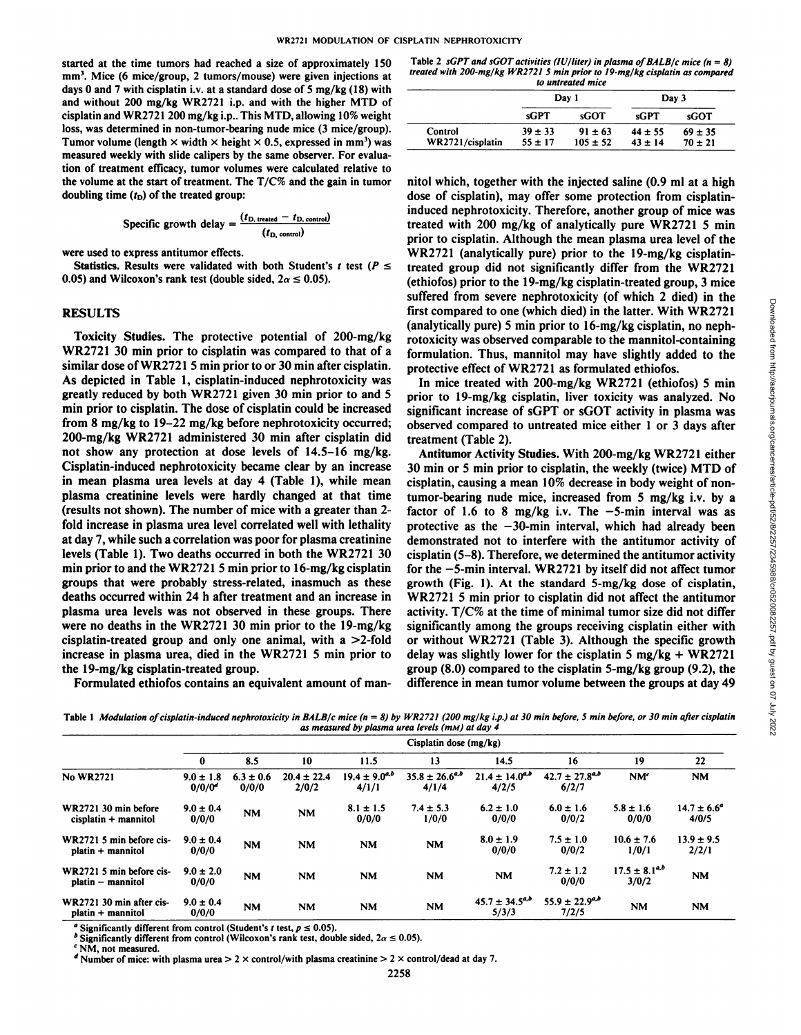started at the time tumors had reached a size of approximately 150 mm³. Mice (6 mice/group, 2 tumors/mouse) were given injections at days 0 and 7 with cisplatin i.v. at a standard dose of 5 mg/kg (18) with and without 200 mg/kg WR2721 i.p. and with the higher MTD of cisplatin and WR2721 200 mg/kg i.p.. This MTD, allowing 10% weight loss, was determined in non-tumor-bearing nude mice (3 mice/group). Tumor volume (length × width × height × 0.5, expressed in mm³) was measured weekly with slide calipers by the same observer. For evaluation of treatment efficacy, tumor volumes were calculated relative to the volume at the start of treatment. The T/C% and the gain in tumor doubling time ($t_D$) of the treated group:

$$\text{Specific growth delay} = \frac{(t_{D,\,\text{treated}} - t_{D,\,\text{control}})}{(t_{D,\,\text{control}})}$$

were used to express antitumor effects.

**Statistics.** Results were validated with both Student's *t* test ($P \leq 0.05$) and Wilcoxon's rank test (double sided, $2\alpha \leq 0.05$).

## RESULTS

**Toxicity Studies.** The protective potential of 200-mg/kg WR2721 30 min prior to cisplatin was compared to that of a similar dose of WR2721 5 min prior to or 30 min after cisplatin. As depicted in Table 1, cisplatin-induced nephrotoxicity was greatly reduced by both WR2721 given 30 min prior to and 5 min prior to cisplatin. The dose of cisplatin could be increased from 8 mg/kg to 19–22 mg/kg before nephrotoxicity occurred; 200-mg/kg WR2721 administered 30 min after cisplatin did not show any protection at dose levels of 14.5–16 mg/kg. Cisplatin-induced nephrotoxicity became clear by an increase in mean plasma urea levels at day 4 (Table 1), while mean plasma creatinine levels were hardly changed at that time (results not shown). The number of mice with a greater than 2-fold increase in plasma urea level correlated well with lethality at day 7, while such a correlation was poor for plasma creatinine levels (Table 1). Two deaths occurred in both the WR2721 30 min prior to and the WR2721 5 min prior to 16-mg/kg cisplatin groups that were probably stress-related, inasmuch as these deaths occurred within 24 h after treatment and an increase in plasma urea levels was not observed in these groups. There were no deaths in the WR2721 30 min prior to the 19-mg/kg cisplatin-treated group and only one animal, with a >2-fold increase in plasma urea, died in the WR2721 5 min prior to the 19-mg/kg cisplatin-treated group.

Formulated ethiofos contains an equivalent amount of mannitol which, together with the injected saline (0.9 ml at a high dose of cisplatin), may offer some protection from cisplatin-induced nephrotoxicity. Therefore, another group of mice was treated with 200 mg/kg of analytically pure WR2721 5 min prior to cisplatin. Although the mean plasma urea level of the WR2721 (analytically pure) prior to the 19-mg/kg cisplatin-treated group did not significantly differ from the WR2721 (ethiofos) prior to the 19-mg/kg cisplatin-treated group, 3 mice suffered from severe nephrotoxicity (of which 2 died) in the first compared to one (which died) in the latter. With WR2721 (analytically pure) 5 min prior to 16-mg/kg cisplatin, no nephrotoxicity was observed comparable to the mannitol-containing formulation. Thus, mannitol may have slightly added to the protective effect of WR2721 as formulated ethiofos.

In mice treated with 200-mg/kg WR2721 (ethiofos) 5 min prior to 19-mg/kg cisplatin, liver toxicity was analyzed. No significant increase of sGPT or sGOT activity in plasma was observed compared to untreated mice either 1 or 3 days after treatment (Table 2).

**Antitumor Activity Studies.** With 200-mg/kg WR2721 either 30 min or 5 min prior to cisplatin, the weekly (twice) MTD of cisplatin, causing a mean 10% decrease in body weight of non-tumor-bearing nude mice, increased from 5 mg/kg i.v. by a factor of 1.6 to 8 mg/kg i.v. The −5-min interval was as protective as the −30-min interval, which had already been demonstrated not to interfere with the antitumor activity of cisplatin (5–8). Therefore, we determined the antitumor activity for the −5-min interval. WR2721 by itself did not affect tumor growth (Fig. 1). At the standard 5-mg/kg dose of cisplatin, WR2721 5 min prior to cisplatin did not affect the antitumor activity. T/C% at the time of minimal tumor size did not differ significantly among the groups receiving cisplatin either with or without WR2721 (Table 3). Although the specific growth delay was slightly lower for the cisplatin 5 mg/kg + WR2721 group (8.0) compared to the cisplatin 5-mg/kg group (9.2), the difference in mean tumor volume between the groups at day 49

Table 2 *sGPT and sGOT activities (IU/liter) in plasma of BALB/c mice (n = 8) treated with 200-mg/kg WR2721 5 min prior to 19-mg/kg cisplatin as compared to untreated mice*

| | Day 1 | | Day 3 | |
|---|---|---|---|---|
| | sGPT | sGOT | sGPT | sGOT |
| Control | 39 ± 33 | 91 ± 63 | 44 ± 55 | 69 ± 35 |
| WR2721/cisplatin | 55 ± 17 | 105 ± 52 | 43 ± 14 | 70 ± 21 |

Table 1 *Modulation of cisplatin-induced nephrotoxicity in BALB/c mice (n = 8) by WR2721 (200 mg/kg i.p.) at 30 min before, 5 min before, or 30 min after cisplatin as measured by plasma urea levels (mM) at day 4*

| | Cisplatin dose (mg/kg) | | | | | | | | |
|---|---|---|---|---|---|---|---|---|---|
| | 0 | 8.5 | 10 | 11.5 | 13 | 14.5 | 16 | 19 | 22 |
| No WR2721 | 9.0 ± 1.8<br>0/0/0[d] | 6.3 ± 0.6<br>0/0/0 | 20.4 ± 22.4<br>2/0/2 | 19.4 ± 9.0[a,b]<br>4/1/1 | 35.8 ± 26.6[a,b]<br>4/1/4 | 21.4 ± 14.0[a,b]<br>4/2/5 | 42.7 ± 27.8[a,b]<br>6/2/7 | NM[c] | NM |
| WR2721 30 min before cisplatin + mannitol | 9.0 ± 0.4<br>0/0/0 | NM | NM | 8.1 ± 1.5<br>0/0/0 | 7.4 ± 5.3<br>1/0/0 | 6.2 ± 1.0<br>0/0/0 | 6.0 ± 1.6<br>0/0/2 | 5.8 ± 1.6<br>0/0/0 | 14.7 ± 6.6[a]<br>4/0/5 |
| WR2721 5 min before cisplatin + mannitol | 9.0 ± 0.4<br>0/0/0 | NM | NM | NM | NM | 8.0 ± 1.9<br>0/0/0 | 7.5 ± 1.0<br>0/0/2 | 10.6 ± 7.6<br>1/0/1 | 13.9 ± 9.5<br>2/2/1 |
| WR2721 5 min before cisplatin − mannitol | 9.0 ± 2.0<br>0/0/0 | NM | NM | NM | NM | NM | 7.2 ± 1.2<br>0/0/0 | 17.5 ± 8.1[a,b]<br>3/0/2 | NM |
| WR2721 30 min after cisplatin + mannitol | 9.0 ± 0.4<br>0/0/0 | NM | NM | NM | NM | 45.7 ± 34.5[a,b]<br>5/3/3 | 55.9 ± 22.9[a,b]<br>7/2/5 | NM | NM |

[a] Significantly different from control (Student's *t* test, $p \leq 0.05$).
[b] Significantly different from control (Wilcoxon's rank test, double sided, $2\alpha \leq 0.05$).
[c] NM, not measured.
[d] Number of mice: with plasma urea > 2 × control/with plasma creatinine > 2 × control/dead at day 7.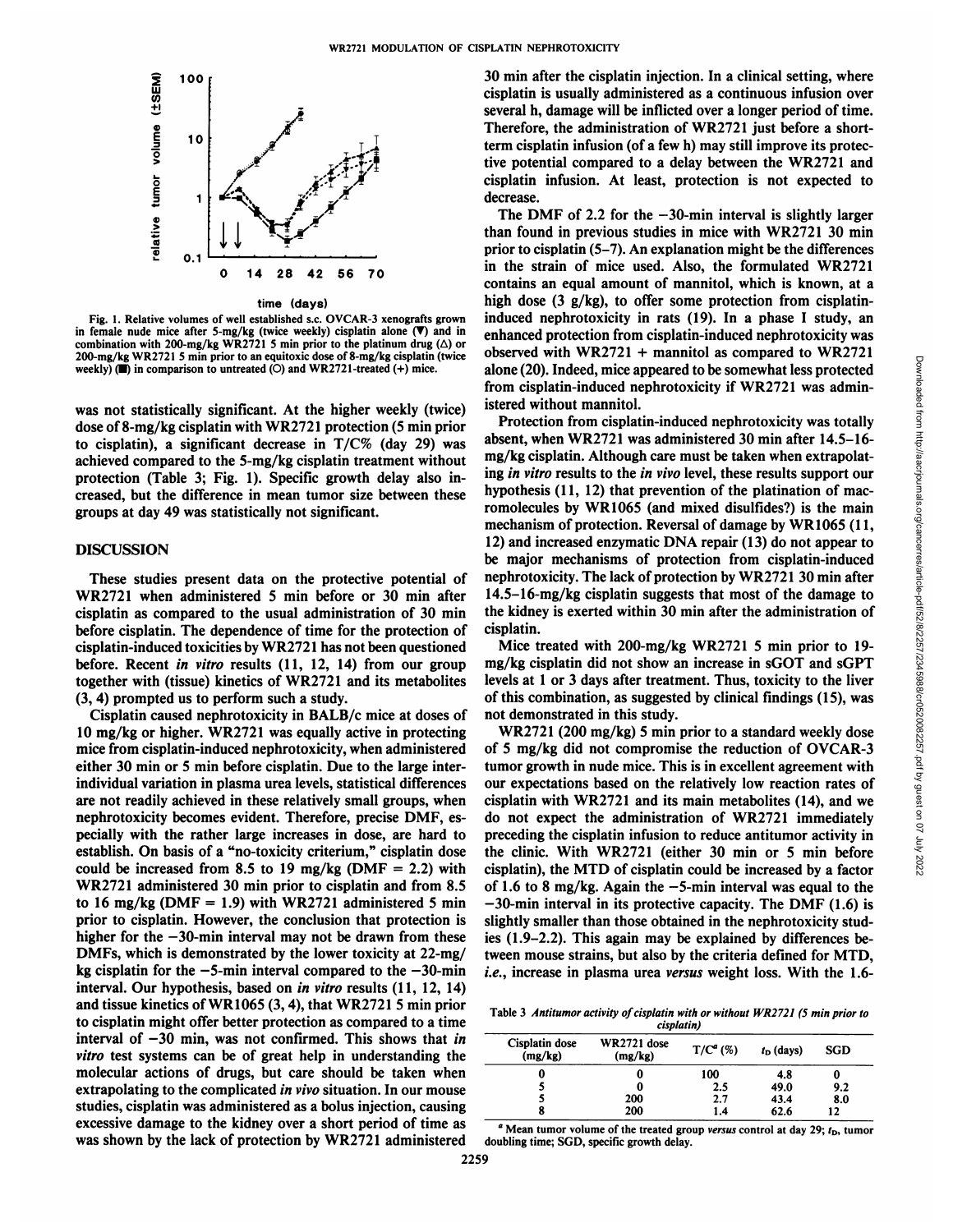Fig. 1. Relative volumes of well established s.c. OVCAR-3 xenografts grown in female nude mice after 5-mg/kg (twice weekly) cisplatin alone (▼) and in combination with 200-mg/kg WR2721 5 min prior to the platinum drug (△) or 200-mg/kg WR2721 5 min prior to an equitoxic dose of 8-mg/kg cisplatin (twice weekly) (■) in comparison to untreated (○) and WR2721-treated (+) mice.

was not statistically significant. At the higher weekly (twice) dose of 8-mg/kg cisplatin with WR2721 protection (5 min prior to cisplatin), a significant decrease in T/C% (day 29) was achieved compared to the 5-mg/kg cisplatin treatment without protection (Table 3; Fig. 1). Specific growth delay also increased, but the difference in mean tumor size between these groups at day 49 was statistically not significant.

## DISCUSSION

These studies present data on the protective potential of WR2721 when administered 5 min before or 30 min after cisplatin as compared to the usual administration of 30 min before cisplatin. The dependence of time for the protection of cisplatin-induced toxicities by WR2721 has not been questioned before. Recent *in vitro* results (11, 12, 14) from our group together with (tissue) kinetics of WR2721 and its metabolites (3, 4) prompted us to perform such a study.

Cisplatin caused nephrotoxicity in BALB/c mice at doses of 10 mg/kg or higher. WR2721 was equally active in protecting mice from cisplatin-induced nephrotoxicity, when administered either 30 min or 5 min before cisplatin. Due to the large interindividual variation in plasma urea levels, statistical differences are not readily achieved in these relatively small groups, when nephrotoxicity becomes evident. Therefore, precise DMF, especially with the rather large increases in dose, are hard to establish. On basis of a "no-toxicity criterium," cisplatin dose could be increased from 8.5 to 19 mg/kg (DMF = 2.2) with WR2721 administered 30 min prior to cisplatin and from 8.5 to 16 mg/kg (DMF = 1.9) with WR2721 administered 5 min prior to cisplatin. However, the conclusion that protection is higher for the −30-min interval may not be drawn from these DMFs, which is demonstrated by the lower toxicity at 22-mg/kg cisplatin for the −5-min interval compared to the −30-min interval. Our hypothesis, based on *in vitro* results (11, 12, 14) and tissue kinetics of WR1065 (3, 4), that WR2721 5 min prior to cisplatin might offer better protection as compared to a time interval of −30 min, was not confirmed. This shows that *in vitro* test systems can be of great help in understanding the molecular actions of drugs, but care should be taken when extrapolating to the complicated *in vivo* situation. In our mouse studies, cisplatin was administered as a bolus injection, causing excessive damage to the kidney over a short period of time as was shown by the lack of protection by WR2721 administered 30 min after the cisplatin injection. In a clinical setting, where cisplatin is usually administered as a continuous infusion over several h, damage will be inflicted over a longer period of time. Therefore, the administration of WR2721 just before a short-term cisplatin infusion (of a few h) may still improve its protective potential compared to a delay between the WR2721 and cisplatin infusion. At least, protection is not expected to decrease.

The DMF of 2.2 for the −30-min interval is slightly larger than found in previous studies in mice with WR2721 30 min prior to cisplatin (5–7). An explanation might be the differences in the strain of mice used. Also, the formulated WR2721 contains an equal amount of mannitol, which is known, at a high dose (3 g/kg), to offer some protection from cisplatin-induced nephrotoxicity in rats (19). In a phase I study, an enhanced protection from cisplatin-induced nephrotoxicity was observed with WR2721 + mannitol as compared to WR2721 alone (20). Indeed, mice appeared to be somewhat less protected from cisplatin-induced nephrotoxicity if WR2721 was administered without mannitol.

Protection from cisplatin-induced nephrotoxicity was totally absent, when WR2721 was administered 30 min after 14.5–16-mg/kg cisplatin. Although care must be taken when extrapolating *in vitro* results to the *in vivo* level, these results support our hypothesis (11, 12) that prevention of the platination of macromolecules by WR1065 (and mixed disulfides?) is the main mechanism of protection. Reversal of damage by WR1065 (11, 12) and increased enzymatic DNA repair (13) do not appear to be major mechanisms of protection from cisplatin-induced nephrotoxicity. The lack of protection by WR2721 30 min after 14.5–16-mg/kg cisplatin suggests that most of the damage to the kidney is exerted within 30 min after the administration of cisplatin.

Mice treated with 200-mg/kg WR2721 5 min prior to 19-mg/kg cisplatin did not show an increase in sGOT and sGPT levels at 1 or 3 days after treatment. Thus, toxicity to the liver of this combination, as suggested by clinical findings (15), was not demonstrated in this study.

WR2721 (200 mg/kg) 5 min prior to a standard weekly dose of 5 mg/kg did not compromise the reduction of OVCAR-3 tumor growth in nude mice. This is in excellent agreement with our expectations based on the relatively low reaction rates of cisplatin with WR2721 and its main metabolites (14), and we do not expect the administration of WR2721 immediately preceding the cisplatin infusion to reduce antitumor activity in the clinic. With WR2721 (either 30 min or 5 min before cisplatin), the MTD of cisplatin could be increased by a factor of 1.6 to 8 mg/kg. Again the −5-min interval was equal to the −30-min interval in its protective capacity. The DMF (1.6) is slightly smaller than those obtained in the nephrotoxicity studies (1.9–2.2). This again may be explained by differences between mouse strains, but also by the criteria defined for MTD, *i.e.*, increase in plasma urea *versus* weight loss. With the 1.6-

Table 3 *Antitumor activity of cisplatin with or without WR2721 (5 min prior to cisplatin)*

| Cisplatin dose (mg/kg) | WR2721 dose (mg/kg) | T/C[a] (%) | $t_D$ (days) | SGD |
|---|---|---|---|---|
| 0 | 0 | 100 | 4.8 | 0 |
| 5 | 0 | 2.5 | 49.0 | 9.2 |
| 5 | 200 | 2.7 | 43.4 | 8.0 |
| 8 | 200 | 1.4 | 62.6 | 12 |

[a] Mean tumor volume of the treated group *versus* control at day 29; $t_D$, tumor doubling time; SGD, specific growth delay.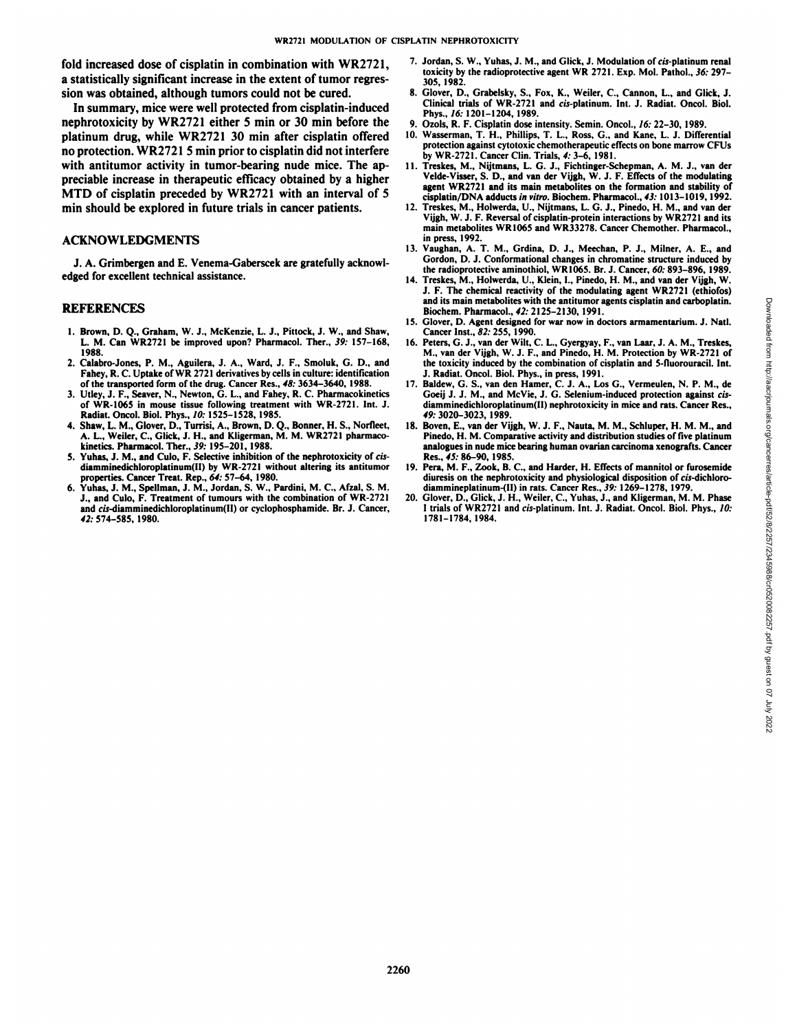fold increased dose of cisplatin in combination with WR2721, a statistically significant increase in the extent of tumor regression was obtained, although tumors could not be cured.

In summary, mice were well protected from cisplatin-induced nephrotoxicity by WR2721 either 5 min or 30 min before the platinum drug, while WR2721 30 min after cisplatin offered no protection. WR2721 5 min prior to cisplatin did not interfere with antitumor activity in tumor-bearing nude mice. The appreciable increase in therapeutic efficacy obtained by a higher MTD of cisplatin preceded by WR2721 with an interval of 5 min should be explored in future trials in cancer patients.

## ACKNOWLEDGMENTS

J. A. Grimbergen and E. Venema-Gaberscek are gratefully acknowledged for excellent technical assistance.

## REFERENCES

1. Brown, D. Q., Graham, W. J., McKenzie, L. J., Pittock, J. W., and Shaw, L. M. Can WR2721 be improved upon? Pharmacol. Ther., *39:* 157–168, 1988.
2. Calabro-Jones, P. M., Aguilera, J. A., Ward, J. F., Smoluk, G. D., and Fahey, R. C. Uptake of WR 2721 derivatives by cells in culture: identification of the transported form of the drug. Cancer Res., *48:* 3634–3640, 1988.
3. Utley, J. F., Seaver, N., Newton, G. L., and Fahey, R. C. Pharmacokinetics of WR-1065 in mouse tissue following treatment with WR-2721. Int. J. Radiat. Oncol. Biol. Phys., *10:* 1525–1528, 1985.
4. Shaw, L. M., Glover, D., Turrisi, A., Brown, D. Q., Bonner, H. S., Norfleet, A. L., Weiler, C., Glick, J. H., and Kligerman, M. M. WR2721 pharmacokinetics. Pharmacol. Ther., *39:* 195–201, 1988.
5. Yuhas, J. M., and Culo, F. Selective inhibition of the nephrotoxicity of *cis*-diamminedichloroplatinum(II) by WR-2721 without altering its antitumor properties. Cancer Treat. Rep., *64:* 57–64, 1980.
6. Yuhas, J. M., Spellman, J. M., Jordan, S. W., Pardini, M. C., Afzal, S. M. J., and Culo, F. Treatment of tumours with the combination of WR-2721 and *cis*-diamminedichloroplatinum(II) or cyclophosphamide. Br. J. Cancer, *42:* 574–585, 1980.
7. Jordan, S. W., Yuhas, J. M., and Glick, J. Modulation of *cis*-platinum renal toxicity by the radioprotective agent WR 2721. Exp. Mol. Pathol., *36:* 297–305, 1982.
8. Glover, D., Grabelsky, S., Fox, K., Weiler, C., Cannon, L., and Glick, J. Clinical trials of WR-2721 and *cis*-platinum. Int. J. Radiat. Oncol. Biol. Phys., *16:* 1201–1204, 1989.
9. Ozols, R. F. Cisplatin dose intensity. Semin. Oncol., *16:* 22–30, 1989.
10. Wasserman, T. H., Phillips, T. L., Ross, G., and Kane, L. J. Differential protection against cytotoxic chemotherapeutic effects on bone marrow CFUs by WR-2721. Cancer Clin. Trials, *4:* 3–6, 1981.
11. Treskes, M., Nijtmans, L. G. J., Fichtinger-Schepman, A. M. J., van der Velde-Visser, S. D., and van der Vijgh, W. J. F. Effects of the modulating agent WR2721 and its main metabolites on the formation and stability of cisplatin/DNA adducts *in vitro.* Biochem. Pharmacol., *43:* 1013–1019, 1992.
12. Treskes, M., Holwerda, U., Nijtmans, L. G. J., Pinedo, H. M., and van der Vijgh, W. J. F. Reversal of cisplatin-protein interactions by WR2721 and its main metabolites WR1065 and WR33278. Cancer Chemother. Pharmacol., in press, 1992.
13. Vaughan, A. T. M., Grdina, D. J., Meechan, P. J., Milner, A. E., and Gordon, D. J. Conformational changes in chromatine structure induced by the radioprotective aminothiol, WR1065. Br. J. Cancer, *60:* 893–896, 1989.
14. Treskes, M., Holwerda, U., Klein, I., Pinedo, H. M., and van der Vijgh, W. J. F. The chemical reactivity of the modulating agent WR2721 (ethiofos) and its main metabolites with the antitumor agents cisplatin and carboplatin. Biochem. Pharmacol., *42:* 2125–2130, 1991.
15. Glover, D. Agent designed for war now in doctors armamentarium. J. Natl. Cancer Inst., *82:* 255, 1990.
16. Peters, G. J., van der Wilt, C. L., Gyergyay, F., van Laar, J. A. M., Treskes, M., van der Vijgh, W. J. F., and Pinedo, H. M. Protection by WR-2721 of the toxicity induced by the combination of cisplatin and 5-fluorouracil. Int. J. Radiat. Oncol. Biol. Phys., in press, 1991.
17. Baldew, G. S., van den Hamer, C. J. A., Los G., Vermeulen, N. P. M., de Goeij J. J. M., and McVie, J. G. Selenium-induced protection against *cis*-diamminedichloroplatinum(II) nephrotoxicity in mice and rats. Cancer Res., *49:* 3020–3023, 1989.
18. Boven, E., van der Vijgh, W. J. F., Nauta, M. M., Schluper, H. M. M., and Pinedo, H. M. Comparative activity and distribution studies of five platinum analogues in nude mice bearing human ovarian carcinoma xenografts. Cancer Res., *45:* 86–90, 1985.
19. Pera, M. F., Zook, B. C., and Harder, H. Effects of mannitol or furosemide diuresis on the nephrotoxicity and physiological disposition of *cis*-dichlorodiammineplatinum-(II) in rats. Cancer Res., *39:* 1269–1278, 1979.
20. Glover, D., Glick, J. H., Weiler, C., Yuhas, J., and Kligerman, M. M. Phase I trials of WR2721 and *cis*-platinum. Int. J. Radiat. Oncol. Biol. Phys., *10:* 1781–1784, 1984.